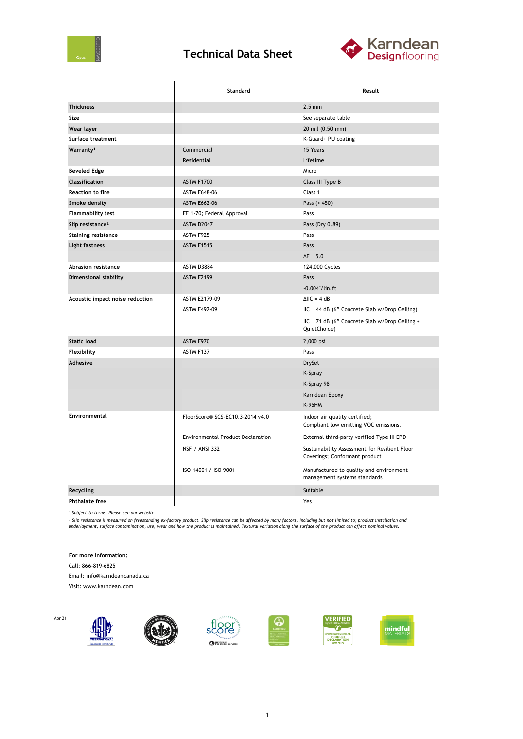# Technical Data Sheet

Opus

| | Standard | Result |
|---|---|---|
| **Thickness** | | 2.5 mm |
| **Size** | | See separate table |
| **Wear layer** | | 20 mil (0.50 mm) |
| **Surface treatment** | | K-Guard+ PU coating |
| **Warranty**[1] | Commercial | 15 Years |
| | Residential | Lifetime |
| **Beveled Edge** | | Micro |
| **Classification** | ASTM F1700 | Class III Type B |
| **Reaction to fire** | ASTM E648-06 | Class 1 |
| **Smoke density** | ASTM E662-06 | Pass (< 450) |
| **Flammability test** | FF 1-70; Federal Approval | Pass |
| **Slip resistance**[2] | ASTM D2047 | Pass (Dry 0.89) |
| **Staining resistance** | ASTM F925 | Pass |
| **Light fastness** | ASTM F1515 | Pass |
| | | ΔE = 5.0 |
| **Abrasion resistance** | ASTM D3884 | 124,000 Cycles |
| **Dimensional stability** | ASTM F2199 | Pass |
| | | -0.004"/lin.ft |
| **Acoustic impact noise reduction** | ASTM E2179-09 | ΔIIC = 4 dB |
| | ASTM E492-09 | IIC = 44 dB (6" Concrete Slab w/Drop Ceiling) |
| | | IIC = 71 dB (6" Concrete Slab w/Drop Ceiling + QuietChoice) |
| **Static load** | ASTM F970 | 2,000 psi |
| **Flexibility** | ASTM F137 | Pass |
| **Adhesive** | | DrySet |
| | | K-Spray |
| | | K-Spray 98 |
| | | Karndean Epoxy |
| | | K-95HM |
| **Environmental** | FloorScore® SCS-EC10.3-2014 v4.0 | Indoor air quality certified; Compliant low emitting VOC emissions. |
| | Environmental Product Declaration | External third-party verified Type III EPD |
| | NSF / ANSI 332 | Sustainability Assessment for Resilient Floor Coverings; Conformant product |
| | ISO 14001 / ISO 9001 | Manufactured to quality and environment management systems standards |
| **Recycling** | | Suitable |
| **Phthalate free** | | Yes |

*[1] Subject to terms. Please see our website.*

*[2] Slip resistance is measured on freestanding ex-factory product. Slip resistance can be affected by many factors, including but not limited to; product installation and underlayment, surface contamination, use, wear and how the product is maintained. Textural variation along the surface of the product can affect nominal values.*

**For more information:**

Call: 866-819-6825

Email: info@karndeancanada.ca

Visit: www.karndean.com

Apr 21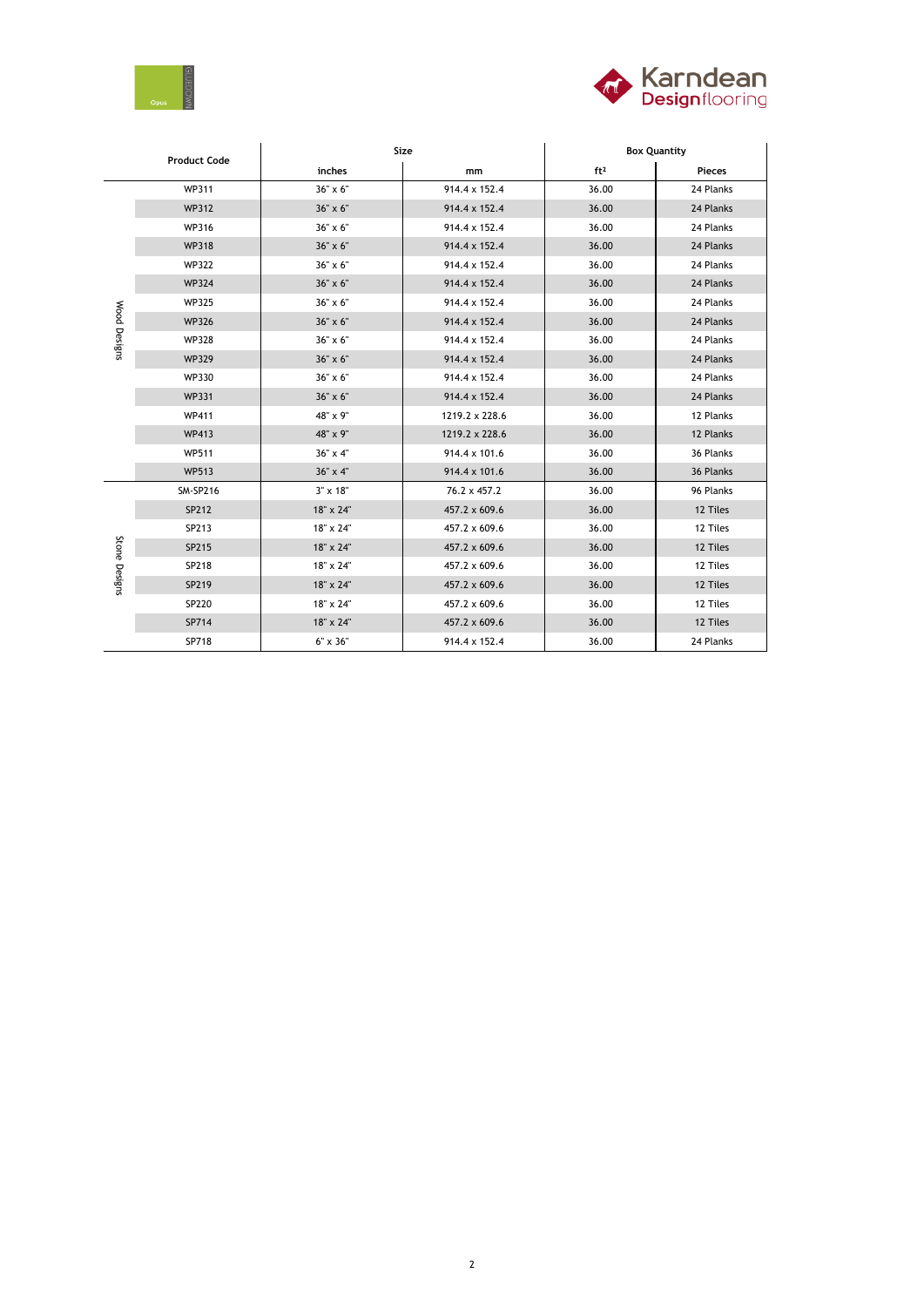| | Product Code | Size | | Box Quantity | |
|---|---|---|---|---|---|
| | | inches | mm | ft² | Pieces |
| Wood Designs | WP311 | 36" x 6" | 914.4 x 152.4 | 36.00 | 24 Planks |
| | WP312 | 36" x 6" | 914.4 x 152.4 | 36.00 | 24 Planks |
| | WP316 | 36" x 6" | 914.4 x 152.4 | 36.00 | 24 Planks |
| | WP318 | 36" x 6" | 914.4 x 152.4 | 36.00 | 24 Planks |
| | WP322 | 36" x 6" | 914.4 x 152.4 | 36.00 | 24 Planks |
| | WP324 | 36" x 6" | 914.4 x 152.4 | 36.00 | 24 Planks |
| | WP325 | 36" x 6" | 914.4 x 152.4 | 36.00 | 24 Planks |
| | WP326 | 36" x 6" | 914.4 x 152.4 | 36.00 | 24 Planks |
| | WP328 | 36" x 6" | 914.4 x 152.4 | 36.00 | 24 Planks |
| | WP329 | 36" x 6" | 914.4 x 152.4 | 36.00 | 24 Planks |
| | WP330 | 36" x 6" | 914.4 x 152.4 | 36.00 | 24 Planks |
| | WP331 | 36" x 6" | 914.4 x 152.4 | 36.00 | 24 Planks |
| | WP411 | 48" x 9" | 1219.2 x 228.6 | 36.00 | 12 Planks |
| | WP413 | 48" x 9" | 1219.2 x 228.6 | 36.00 | 12 Planks |
| | WP511 | 36" x 4" | 914.4 x 101.6 | 36.00 | 36 Planks |
| | WP513 | 36" x 4" | 914.4 x 101.6 | 36.00 | 36 Planks |
| Stone Designs | SM-SP216 | 3" x 18" | 76.2 x 457.2 | 36.00 | 96 Planks |
| | SP212 | 18" x 24" | 457.2 x 609.6 | 36.00 | 12 Tiles |
| | SP213 | 18" x 24" | 457.2 x 609.6 | 36.00 | 12 Tiles |
| | SP215 | 18" x 24" | 457.2 x 609.6 | 36.00 | 12 Tiles |
| | SP218 | 18" x 24" | 457.2 x 609.6 | 36.00 | 12 Tiles |
| | SP219 | 18" x 24" | 457.2 x 609.6 | 36.00 | 12 Tiles |
| | SP220 | 18" x 24" | 457.2 x 609.6 | 36.00 | 12 Tiles |
| | SP714 | 18" x 24" | 457.2 x 609.6 | 36.00 | 12 Tiles |
| | SP718 | 6" x 36" | 914.4 x 152.4 | 36.00 | 24 Planks |